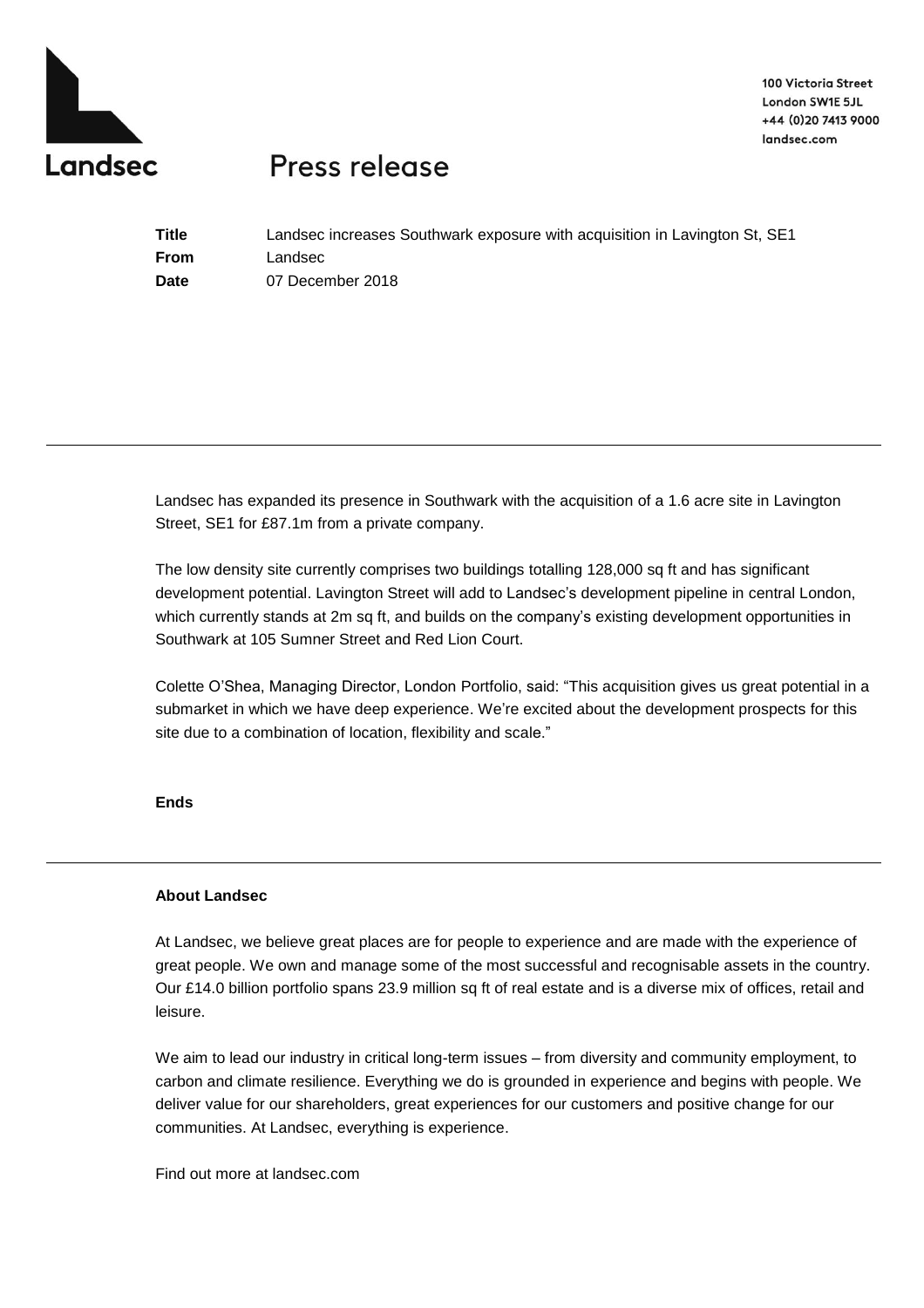Landsec

100 Victoria Street
London SW1E 5JL
+44 (0)20 7413 9000
landsec.com

# Press release

**Title** Landsec increases Southwark exposure with acquisition in Lavington St, SE1
**From** Landsec
**Date** 07 December 2018

---

Landsec has expanded its presence in Southwark with the acquisition of a 1.6 acre site in Lavington Street, SE1 for £87.1m from a private company.

The low density site currently comprises two buildings totalling 128,000 sq ft and has significant development potential. Lavington Street will add to Landsec's development pipeline in central London, which currently stands at 2m sq ft, and builds on the company's existing development opportunities in Southwark at 105 Sumner Street and Red Lion Court.

Colette O'Shea, Managing Director, London Portfolio, said: "This acquisition gives us great potential in a submarket in which we have deep experience. We're excited about the development prospects for this site due to a combination of location, flexibility and scale."

**Ends**

---

**About Landsec**

At Landsec, we believe great places are for people to experience and are made with the experience of great people. We own and manage some of the most successful and recognisable assets in the country. Our £14.0 billion portfolio spans 23.9 million sq ft of real estate and is a diverse mix of offices, retail and leisure.

We aim to lead our industry in critical long-term issues – from diversity and community employment, to carbon and climate resilience. Everything we do is grounded in experience and begins with people. We deliver value for our shareholders, great experiences for our customers and positive change for our communities. At Landsec, everything is experience.

Find out more at landsec.com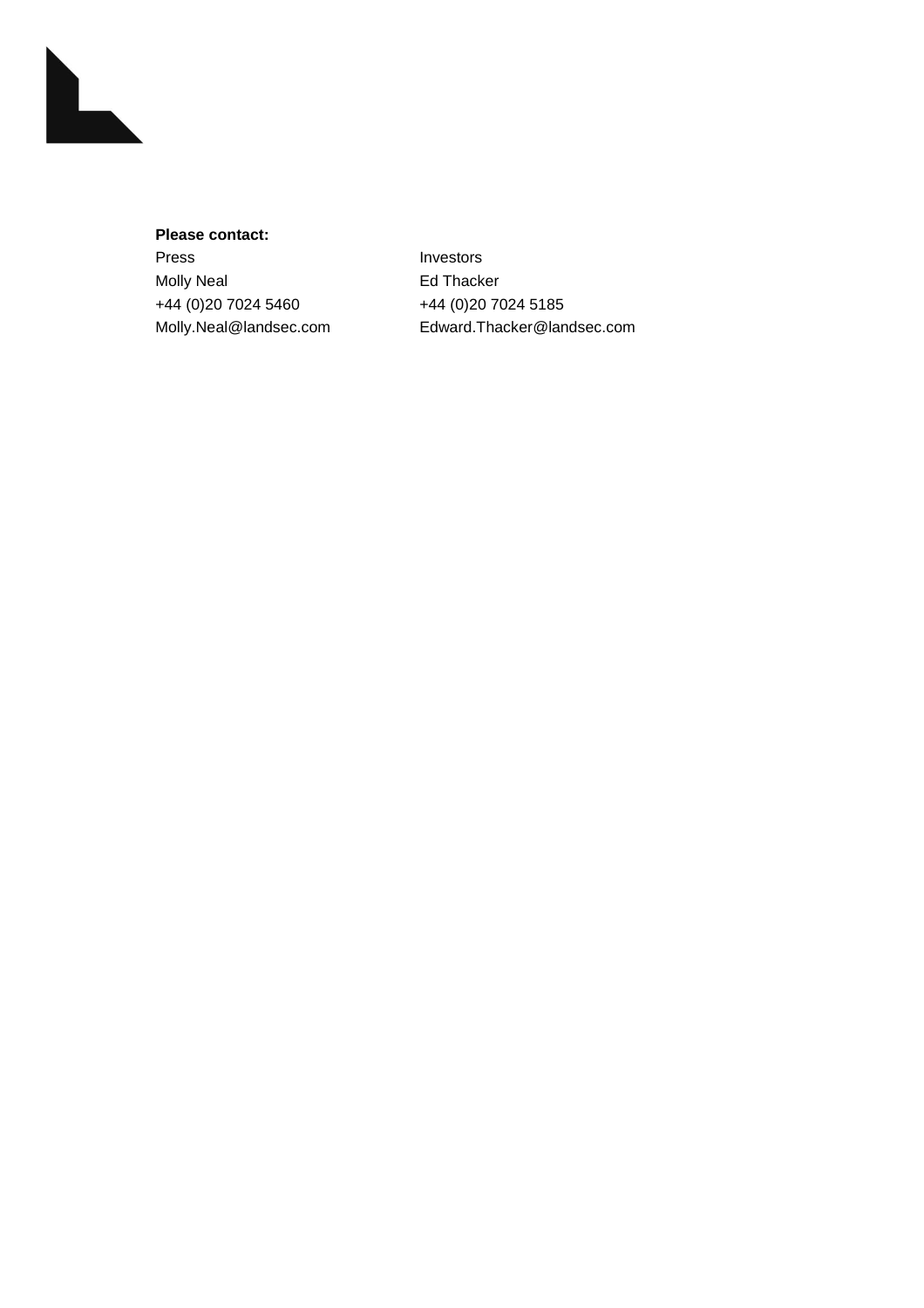**Please contact:**

Press
Molly Neal
+44 (0)20 7024 5460
Molly.Neal@landsec.com

Investors
Ed Thacker
+44 (0)20 7024 5185
Edward.Thacker@landsec.com